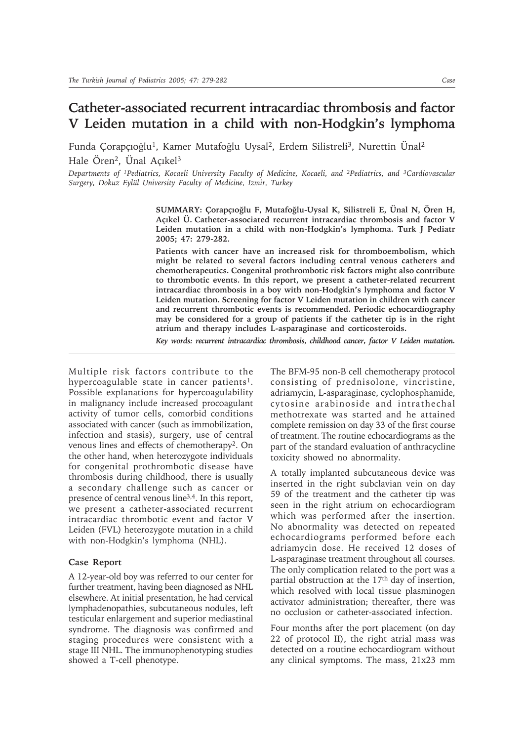# Catheter-associated recurrent intracardiac thrombosis and factor V Leiden mutation in a child with non-Hodgkin's lymphoma

Funda Çorapçıoğlu[1], Kamer Mutafoğlu Uysal[2], Erdem Silistreli[3], Nurettin Ünal[2] Hale Ören[2], Ünal Açıkel[3]

*Departments of [1]Pediatrics, Kocaeli University Faculty of Medicine, Kocaeli, and [2]Pediatrics, and [3]Cardiovascular Surgery, Dokuz Eylül University Faculty of Medicine, Izmir, Turkey*

**SUMMARY: Çorapçıoğlu F, Mutafoğlu-Uysal K, Silistreli E, Ünal N, Ören H, Açıkel Ü. Catheter-associated recurrent intracardiac thrombosis and factor V Leiden mutation in a child with non-Hodgkin's lymphoma. Turk J Pediatr 2005; 47: 279-282.**

**Patients with cancer have an increased risk for thromboembolism, which might be related to several factors including central venous catheters and chemotherapeutics. Congenital prothrombotic risk factors might also contribute to thrombotic events. In this report, we present a catheter-related recurrent intracardiac thrombosis in a boy with non-Hodgkin's lymphoma and factor V Leiden mutation. Screening for factor V Leiden mutation in children with cancer and recurrent thrombotic events is recommended. Periodic echocardiography may be considered for a group of patients if the catheter tip is in the right atrium and therapy includes L-asparaginase and corticosteroids.**

***Key words: recurrent intracardiac thrombosis, childhood cancer, factor V Leiden mutation.***

Multiple risk factors contribute to the hypercoagulable state in cancer patients[1]. Possible explanations for hypercoagulability in malignancy include increased procoagulant activity of tumor cells, comorbid conditions associated with cancer (such as immobilization, infection and stasis), surgery, use of central venous lines and effects of chemotherapy[2]. On the other hand, when heterozygote individuals for congenital prothrombotic disease have thrombosis during childhood, there is usually a secondary challenge such as cancer or presence of central venous line[3,4]. In this report, we present a catheter-associated recurrent intracardiac thrombotic event and factor V Leiden (FVL) heterozygote mutation in a child with non-Hodgkin's lymphoma (NHL).

## Case Report

A 12-year-old boy was referred to our center for further treatment, having been diagnosed as NHL elsewhere. At initial presentation, he had cervical lymphadenopathies, subcutaneous nodules, left testicular enlargement and superior mediastinal syndrome. The diagnosis was confirmed and staging procedures were consistent with a stage III NHL. The immunophenotyping studies showed a T-cell phenotype.

The BFM-95 non-B cell chemotherapy protocol consisting of prednisolone, vincristine, adriamycin, L-asparaginase, cyclophosphamide, cytosine arabinoside and intrathechal methotrexate was started and he attained complete remission on day 33 of the first course of treatment. The routine echocardiograms as the part of the standard evaluation of anthracycline toxicity showed no abnormality.

A totally implanted subcutaneous device was inserted in the right subclavian vein on day 59 of the treatment and the catheter tip was seen in the right atrium on echocardiogram which was performed after the insertion. No abnormality was detected on repeated echocardiograms performed before each adriamycin dose. He received 12 doses of L-asparaginase treatment throughout all courses. The only complication related to the port was a partial obstruction at the 17th day of insertion, which resolved with local tissue plasminogen activator administration; thereafter, there was no occlusion or catheter-associated infection.

Four months after the port placement (on day 22 of protocol II), the right atrial mass was detected on a routine echocardiogram without any clinical symptoms. The mass, 21x23 mm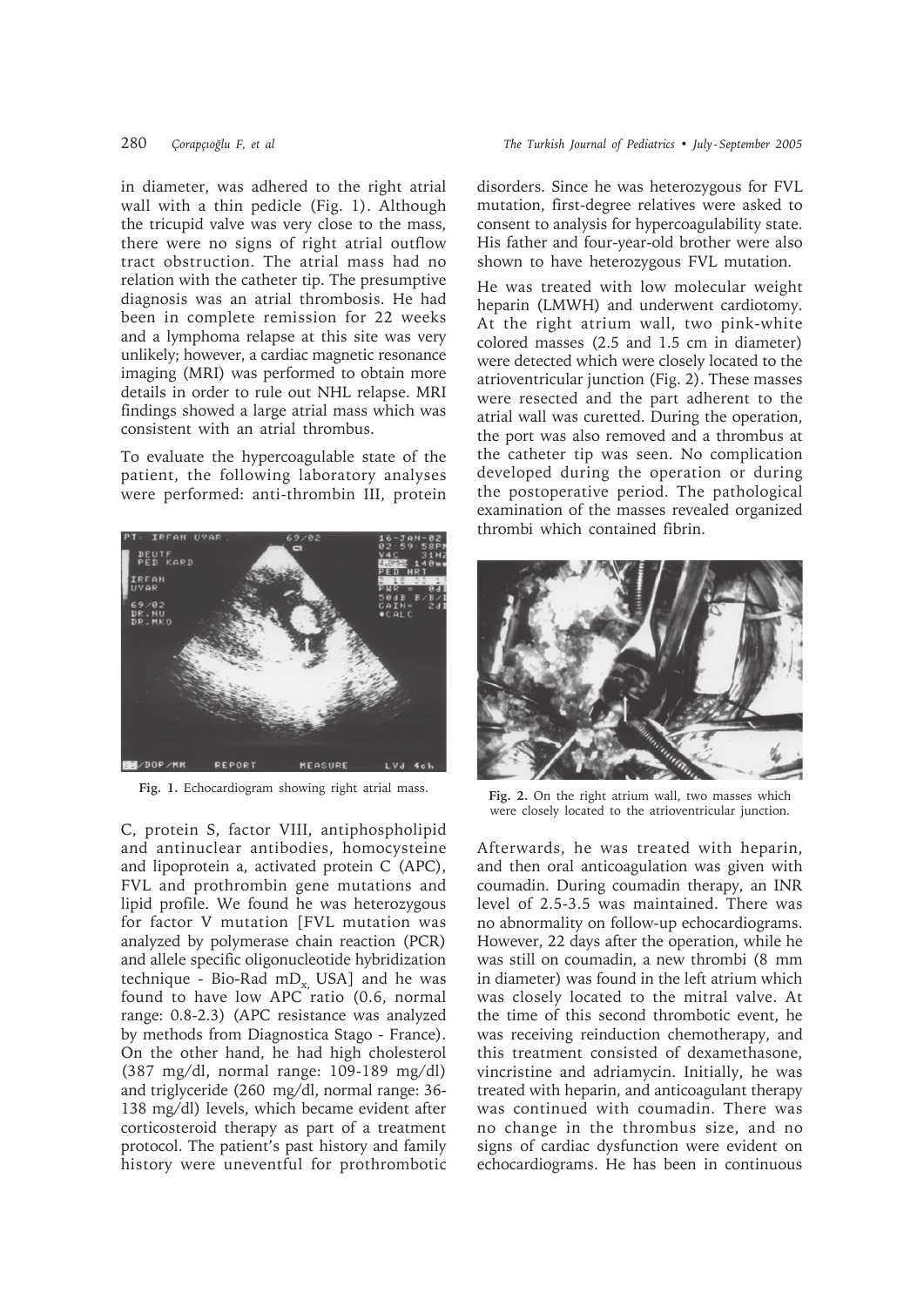in diameter, was adhered to the right atrial wall with a thin pedicle (Fig. 1). Although the tricupid valve was very close to the mass, there were no signs of right atrial outflow tract obstruction. The atrial mass had no relation with the catheter tip. The presumptive diagnosis was an atrial thrombosis. He had been in complete remission for 22 weeks and a lymphoma relapse at this site was very unlikely; however, a cardiac magnetic resonance imaging (MRI) was performed to obtain more details in order to rule out NHL relapse. MRI findings showed a large atrial mass which was consistent with an atrial thrombus.

To evaluate the hypercoagulable state of the patient, the following laboratory analyses were performed: anti-thrombin III, protein C, protein S, factor VIII, antiphospholipid and antinuclear antibodies, homocysteine and lipoprotein a, activated protein C (APC), FVL and prothrombin gene mutations and lipid profile. We found he was heterozygous for factor V mutation [FVL mutation was analyzed by polymerase chain reaction (PCR) and allele specific oligonucleotide hybridization technique - Bio-Rad $mD_x$, USA] and he was found to have low APC ratio (0.6, normal range: 0.8-2.3) (APC resistance was analyzed by methods from Diagnostica Stago - France). On the other hand, he had high cholesterol (387 mg/dl, normal range: 109-189 mg/dl) and triglyceride (260 mg/dl, normal range: 36-138 mg/dl) levels, which became evident after corticosteroid therapy as part of a treatment protocol. The patient's past history and family history were uneventful for prothrombotic disorders. Since he was heterozygous for FVL mutation, first-degree relatives were asked to consent to analysis for hypercoagulability state. His father and four-year-old brother were also shown to have heterozygous FVL mutation.

Fig. 1. Echocardiogram showing right atrial mass.

He was treated with low molecular weight heparin (LMWH) and underwent cardiotomy. At the right atrium wall, two pink-white colored masses (2.5 and 1.5 cm in diameter) were detected which were closely located to the atrioventricular junction (Fig. 2). These masses were resected and the part adherent to the atrial wall was curetted. During the operation, the port was also removed and a thrombus at the catheter tip was seen. No complication developed during the operation or during the postoperative period. The pathological examination of the masses revealed organized thrombi which contained fibrin.

Fig. 2. On the right atrium wall, two masses which were closely located to the atrioventricular junction.

Afterwards, he was treated with heparin, and then oral anticoagulation was given with coumadin. During coumadin therapy, an INR level of 2.5-3.5 was maintained. There was no abnormality on follow-up echocardiograms. However, 22 days after the operation, while he was still on coumadin, a new thrombi (8 mm in diameter) was found in the left atrium which was closely located to the mitral valve. At the time of this second thrombotic event, he was receiving reinduction chemotherapy, and this treatment consisted of dexamethasone, vincristine and adriamycin. Initially, he was treated with heparin, and anticoagulant therapy was continued with coumadin. There was no change in the thrombus size, and no signs of cardiac dysfunction were evident on echocardiograms. He has been in continuous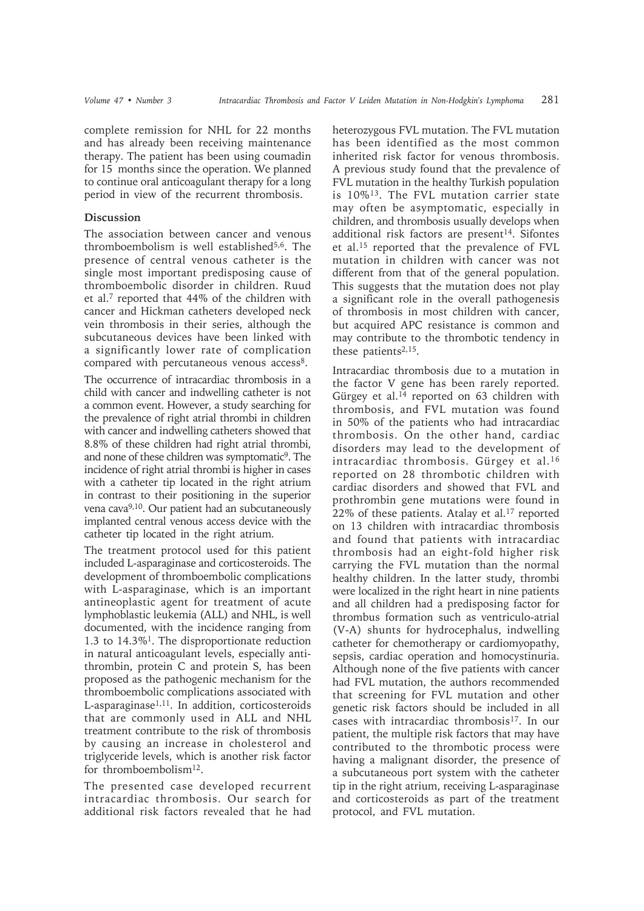complete remission for NHL for 22 months and has already been receiving maintenance therapy. The patient has been using coumadin for 15 months since the operation. We planned to continue oral anticoagulant therapy for a long period in view of the recurrent thrombosis.

## Discussion

The association between cancer and venous thromboembolism is well established[5,6]. The presence of central venous catheter is the single most important predisposing cause of thromboembolic disorder in children. Ruud et al.[7] reported that 44% of the children with cancer and Hickman catheters developed neck vein thrombosis in their series, although the subcutaneous devices have been linked with a significantly lower rate of complication compared with percutaneous venous access[8].

The occurrence of intracardiac thrombosis in a child with cancer and indwelling catheter is not a common event. However, a study searching for the prevalence of right atrial thrombi in children with cancer and indwelling catheters showed that 8.8% of these children had right atrial thrombi, and none of these children was symptomatic[9]. The incidence of right atrial thrombi is higher in cases with a catheter tip located in the right atrium in contrast to their positioning in the superior vena cava[9,10]. Our patient had an subcutaneously implanted central venous access device with the catheter tip located in the right atrium.

The treatment protocol used for this patient included L-asparaginase and corticosteroids. The development of thromboembolic complications with L-asparaginase, which is an important antineoplastic agent for treatment of acute lymphoblastic leukemia (ALL) and NHL, is well documented, with the incidence ranging from 1.3 to 14.3%[1]. The disproportionate reduction in natural anticoagulant levels, especially antithrombin, protein C and protein S, has been proposed as the pathogenic mechanism for the thromboembolic complications associated with L-asparaginase[1,11]. In addition, corticosteroids that are commonly used in ALL and NHL treatment contribute to the risk of thrombosis by causing an increase in cholesterol and triglyceride levels, which is another risk factor for thromboembolism[12].

The presented case developed recurrent intracardiac thrombosis. Our search for additional risk factors revealed that he had heterozygous FVL mutation. The FVL mutation has been identified as the most common inherited risk factor for venous thrombosis. A previous study found that the prevalence of FVL mutation in the healthy Turkish population is 10%[13]. The FVL mutation carrier state may often be asymptomatic, especially in children, and thrombosis usually develops when additional risk factors are present[14]. Sifontes et al.[15] reported that the prevalence of FVL mutation in children with cancer was not different from that of the general population. This suggests that the mutation does not play a significant role in the overall pathogenesis of thrombosis in most children with cancer, but acquired APC resistance is common and may contribute to the thrombotic tendency in these patients[2,15].

Intracardiac thrombosis due to a mutation in the factor V gene has been rarely reported. Gürgey et al.[14] reported on 63 children with thrombosis, and FVL mutation was found in 50% of the patients who had intracardiac thrombosis. On the other hand, cardiac disorders may lead to the development of intracardiac thrombosis. Gürgey et al.[16] reported on 28 thrombotic children with cardiac disorders and showed that FVL and prothrombin gene mutations were found in 22% of these patients. Atalay et al.[17] reported on 13 children with intracardiac thrombosis and found that patients with intracardiac thrombosis had an eight-fold higher risk carrying the FVL mutation than the normal healthy children. In the latter study, thrombi were localized in the right heart in nine patients and all children had a predisposing factor for thrombus formation such as ventriculo-atrial (V-A) shunts for hydrocephalus, indwelling catheter for chemotherapy or cardiomyopathy, sepsis, cardiac operation and homocystinuria. Although none of the five patients with cancer had FVL mutation, the authors recommended that screening for FVL mutation and other genetic risk factors should be included in all cases with intracardiac thrombosis[17]. In our patient, the multiple risk factors that may have contributed to the thrombotic process were having a malignant disorder, the presence of a subcutaneous port system with the catheter tip in the right atrium, receiving L-asparaginase and corticosteroids as part of the treatment protocol, and FVL mutation.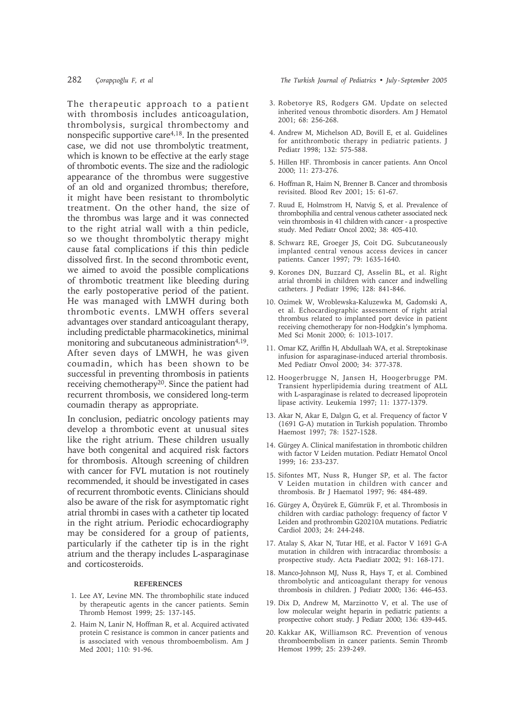The therapeutic approach to a patient with thrombosis includes anticoagulation, thrombolysis, surgical thrombectomy and nonspecific supportive care[4,18]. In the presented case, we did not use thrombolytic treatment, which is known to be effective at the early stage of thrombotic events. The size and the radiologic appearance of the thrombus were suggestive of an old and organized thrombus; therefore, it might have been resistant to thrombolytic treatment. On the other hand, the size of the thrombus was large and it was connected to the right atrial wall with a thin pedicle, so we thought thrombolytic therapy might cause fatal complications if this thin pedicle dissolved first. In the second thrombotic event, we aimed to avoid the possible complications of thrombotic treatment like bleeding during the early postoperative period of the patient. He was managed with LMWH during both thrombotic events. LMWH offers several advantages over standard anticoagulant therapy, including predictable pharmacokinetics, minimal monitoring and subcutaneous administration[4,19]. After seven days of LMWH, he was given coumadin, which has been shown to be successful in preventing thrombosis in patients receiving chemotherapy[20]. Since the patient had recurrent thrombosis, we considered long-term coumadin therapy as appropriate.

In conclusion, pediatric oncology patients may develop a thrombotic event at unusual sites like the right atrium. These children usually have both congenital and acquired risk factors for thrombosis. Altough screening of children with cancer for FVL mutation is not routinely recommended, it should be investigated in cases of recurrent thrombotic events. Clinicians should also be aware of the risk for asymptomatic right atrial thrombi in cases with a catheter tip located in the right atrium. Periodic echocardiography may be considered for a group of patients, particularly if the catheter tip is in the right atrium and the therapy includes L-asparaginase and corticosteroids.

## REFERENCES

1. Lee AY, Levine MN. The thrombophilic state induced by therapeutic agents in the cancer patients. Semin Thromb Hemost 1999; 25: 137-145.
2. Haim N, Lanir N, Hoffman R, et al. Acquired activated protein C resistance is common in cancer patients and is associated with venous thromboembolism. Am J Med 2001; 110: 91-96.
3. Robetorye RS, Rodgers GM. Update on selected inherited venous thrombotic disorders. Am J Hematol 2001; 68: 256-268.
4. Andrew M, Michelson AD, Bovill E, et al. Guidelines for antithrombotic therapy in pediatric patients. J Pediatr 1998; 132: 575-588.
5. Hillen HF. Thrombosis in cancer patients. Ann Oncol 2000; 11: 273-276.
6. Hoffman R, Haim N, Brenner B. Cancer and thrombosis revisited. Blood Rev 2001; 15: 61-67.
7. Ruud E, Holmstrom H, Natvig S, et al. Prevalence of thrombophilia and central venous catheter associated neck vein thrombosis in 41 children with cancer - a prospective study. Med Pediatr Oncol 2002; 38: 405-410.
8. Schwarz RE, Groeger JS, Coit DG. Subcutaneously implanted central venous access devices in cancer patients. Cancer 1997; 79: 1635-1640.
9. Korones DN, Buzzard CJ, Asselin BL, et al. Right atrial thrombi in children with cancer and indwelling catheters. J Pediatr 1996; 128: 841-846.
10. Ozimek W, Wroblewska-Kaluzewka M, Gadomski A, et al. Echocardiographic assessment of right atrial thrombus related to implanted port device in patient receiving chemotherapy for non-Hodgkin's lymphoma. Med Sci Monit 2000; 6: 1013-1017.
11. Omar KZ, Ariffin H, Abdullaah WA, et al. Streptokinase infusion for asparaginase-induced arterial thrombosis. Med Pediatr Onvol 2000; 34: 377-378.
12. Hoogerbrugge N, Jansen H, Hoogerbrugge PM. Transient hyperlipidemia during treatment of ALL with L-asparaginase is related to decreased lipoprotein lipase activity. Leukemia 1997; 11: 1377-1379.
13. Akar N, Akar E, Dalgın G, et al. Frequency of factor V (1691 G-A) mutation in Turkish population. Thrombo Haemost 1997; 78: 1527-1528.
14. Gürgey A. Clinical manifestation in thrombotic children with factor V Leiden mutation. Pediatr Hematol Oncol 1999; 16: 233-237.
15. Sifontes MT, Nuss R, Hunger SP, et al. The factor V Leiden mutation in children with cancer and thrombosis. Br J Haematol 1997; 96: 484-489.
16. Gürgey A, Özyürek E, Gümrük F, et al. Thrombosis in children with cardiac pathology: frequency of factor V Leiden and prothrombin G20210A mutations. Pediatric Cardiol 2003; 24: 244-248.
17. Atalay S, Akar N, Tutar HE, et al. Factor V 1691 G-A mutation in children with intracardiac thrombosis: a prospective study. Acta Paediatr 2002; 91: 168-171.
18. Manco-Johnson MJ, Nuss R, Hays T, et al. Combined thrombolytic and anticoagulant therapy for venous thrombosis in children. J Pediatr 2000; 136: 446-453.
19. Dix D, Andrew M, Marzinotto V, et al. The use of low molecular weight heparin in pediatric patients: a prospective cohort study. J Pediatr 2000; 136: 439-445.
20. Kakkar AK, Williamson RC. Prevention of venous thromboembolism in cancer patients. Semin Thromb Hemost 1999; 25: 239-249.